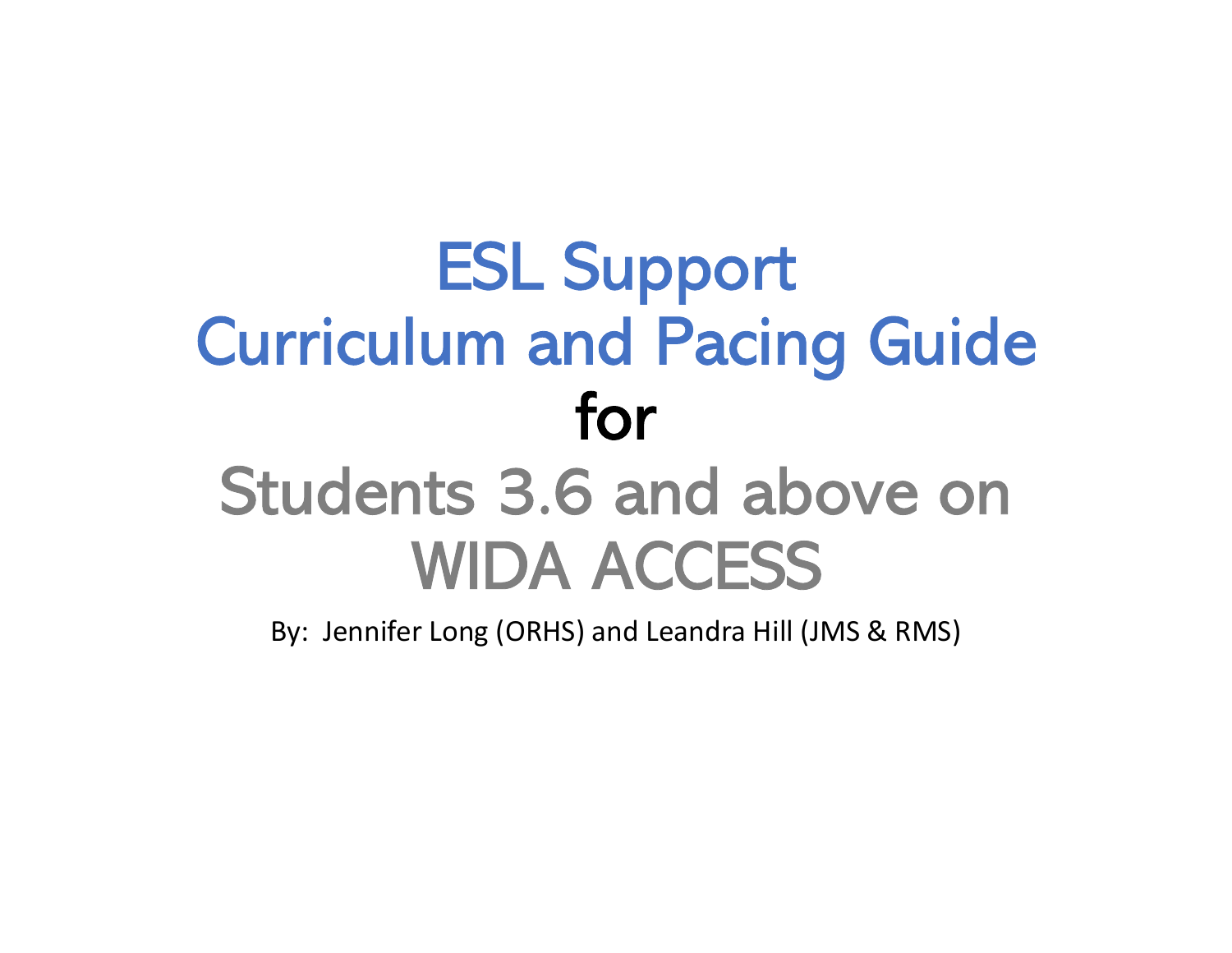# ESL Support Curriculum and Pacing Guide for Students 3.6 and above on WIDA ACCESS

By: Jennifer Long (ORHS) and Leandra Hill (JMS & RMS)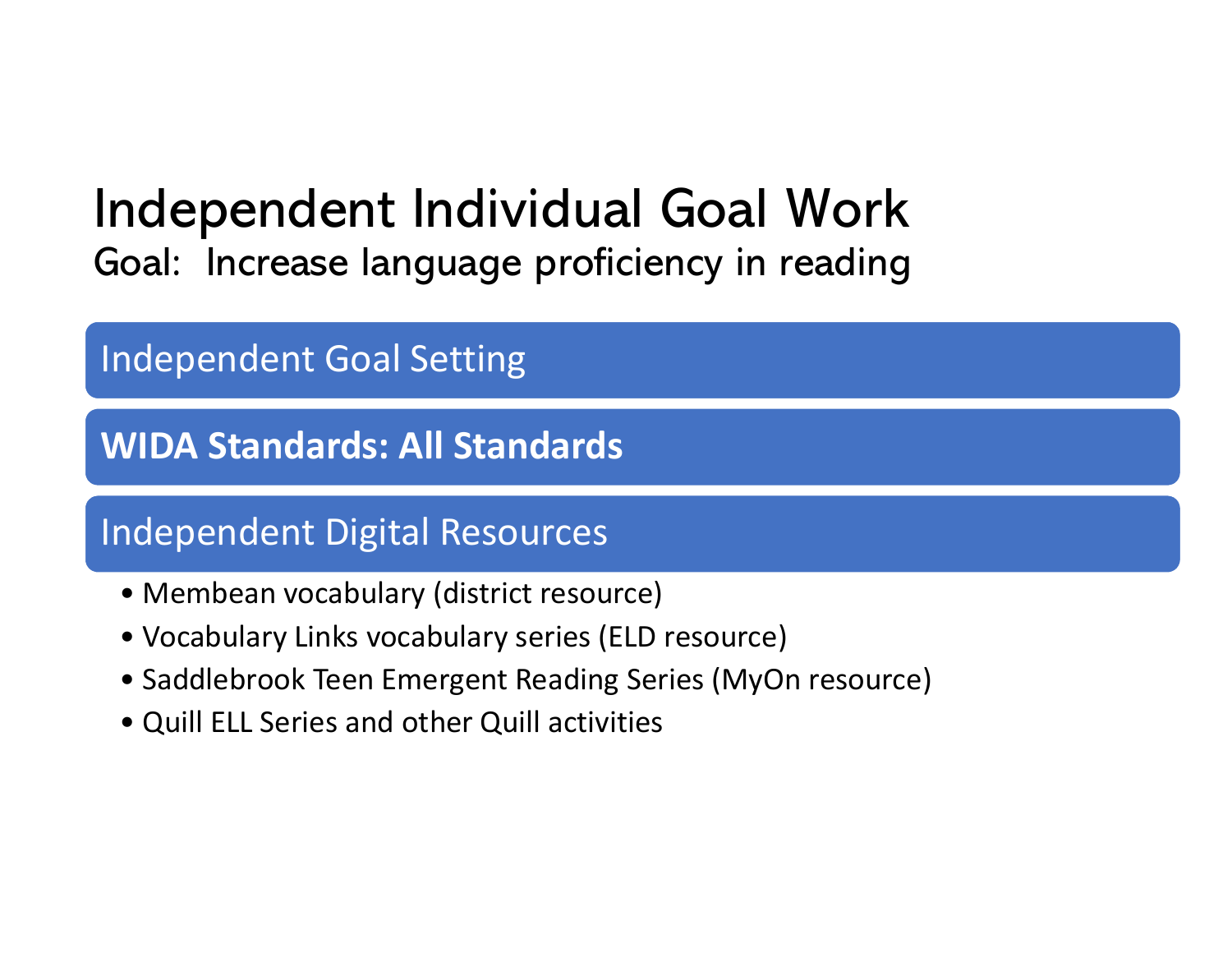# Independent Individual Goal Work

Goal: Increase language proficiency in reading

## Independent Goal Setting

## **WIDA Standards: All Standards**

## Independent Digital Resources

- Membean vocabulary (district resource)
- Vocabulary Links vocabulary series (ELD resource)
- Saddlebrook Teen Emergent Reading Series (MyOn resource)
- Quill ELL Series and other Quill activities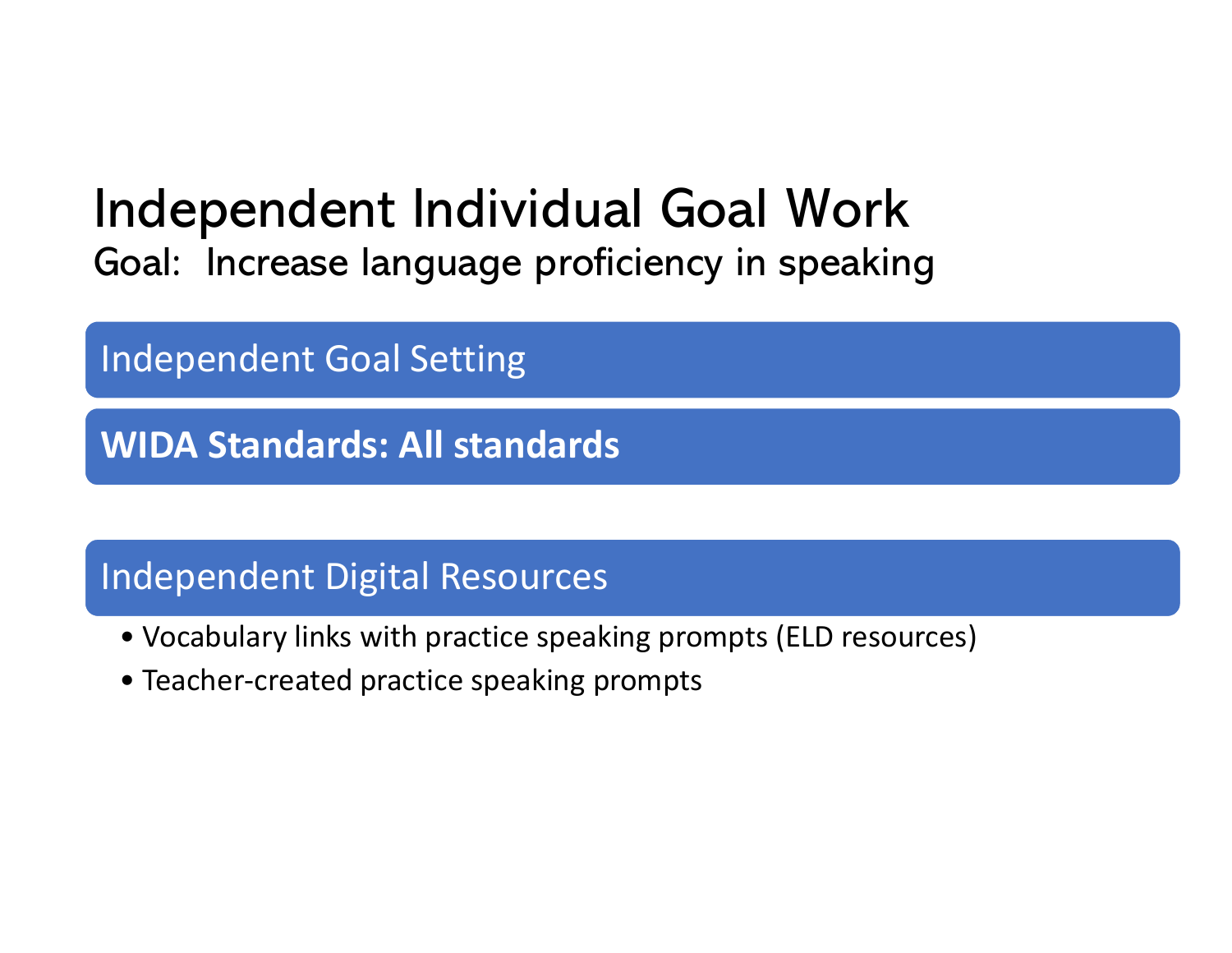# Independent Individual Goal Work

Goal: Increase language proficiency in speaking

## Independent Goal Setting

## **WIDA Standards: All standards**

## Independent Digital Resources

- Vocabulary links with practice speaking prompts (ELD resources)
- Teacher-created practice speaking prompts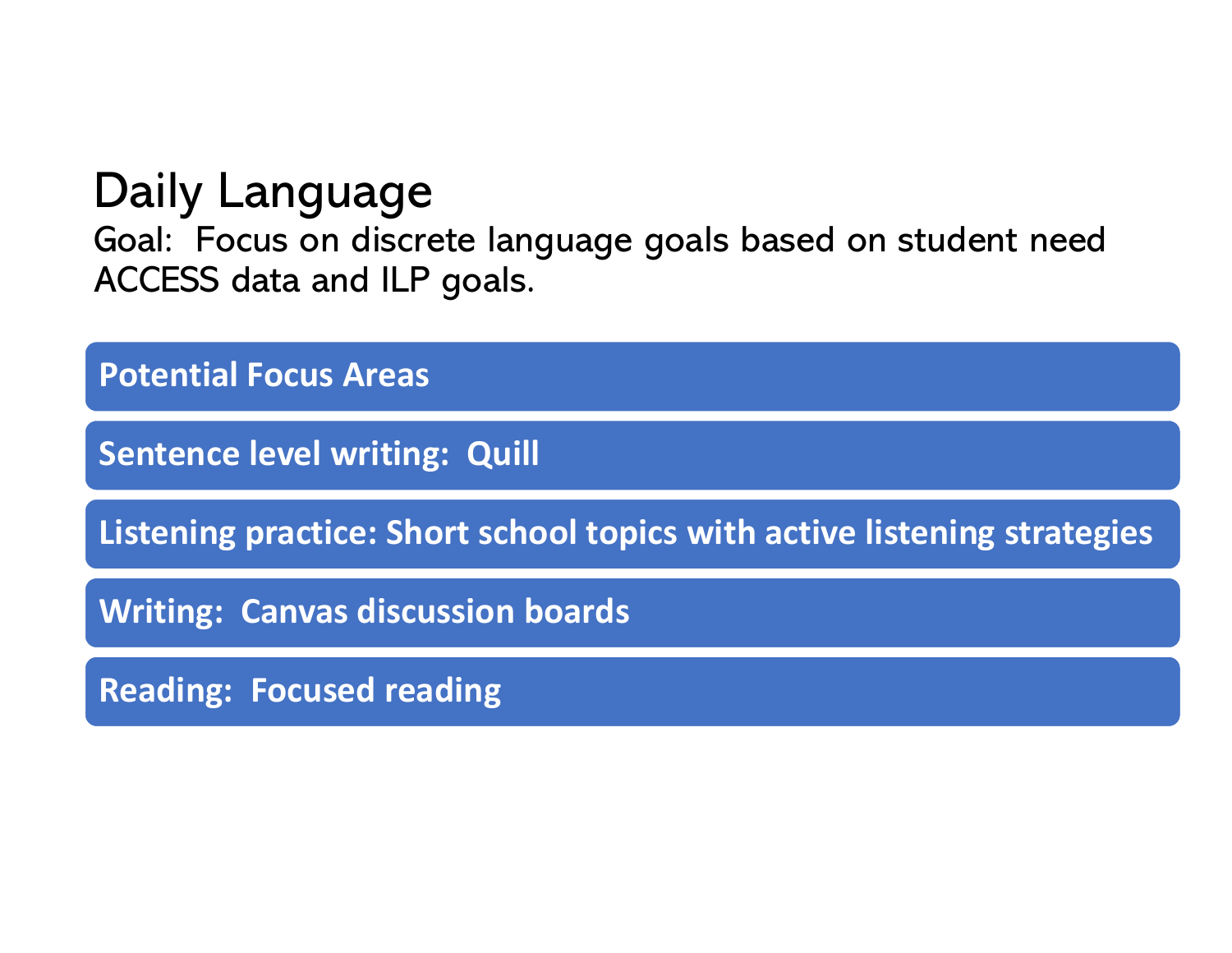# Daily Language

Goal: Focus on discrete language goals based on student need ACCESS data and ILP goals.

**Potential Focus Areas**

- **Sentence level writing: Quill**
- **Listening practice: Short school topics with active listening strategies**
- **Writing: Canvas discussion boards**
- **Reading: Focused reading**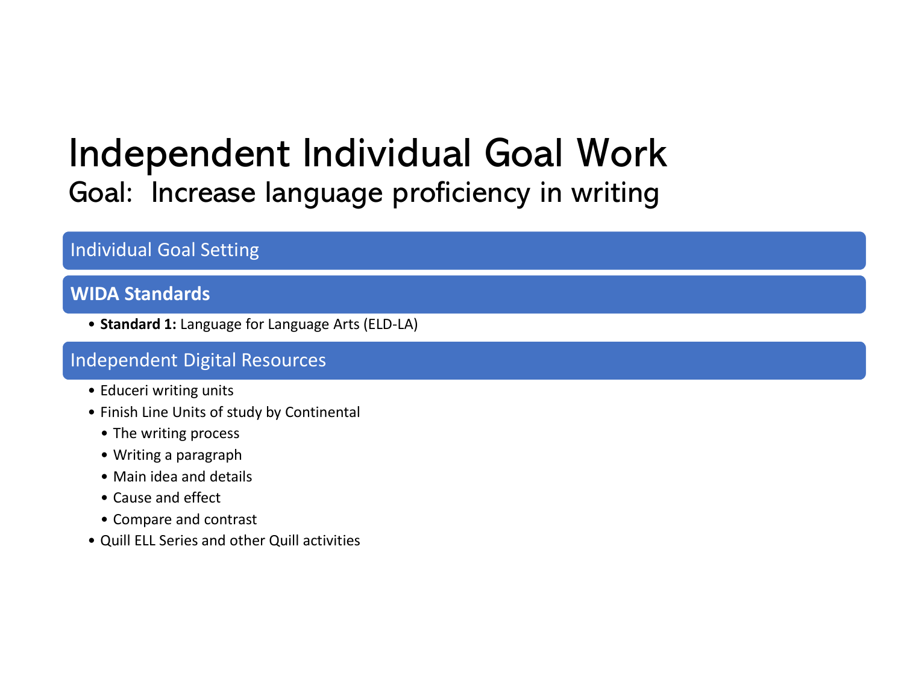# Independent Individual Goal Work

## Goal: Increase language proficiency in writing

### Individual Goal Setting

### **WIDA Standards**

- **Standard 1:** Language for Language Arts (ELD-LA)

### Independent Digital Resources

- Educeri writing units
- Finish Line Units of study by Continental
  - The writing process
  - Writing a paragraph
  - Main idea and details
  - Cause and effect
  - Compare and contrast
- Quill ELL Series and other Quill activities